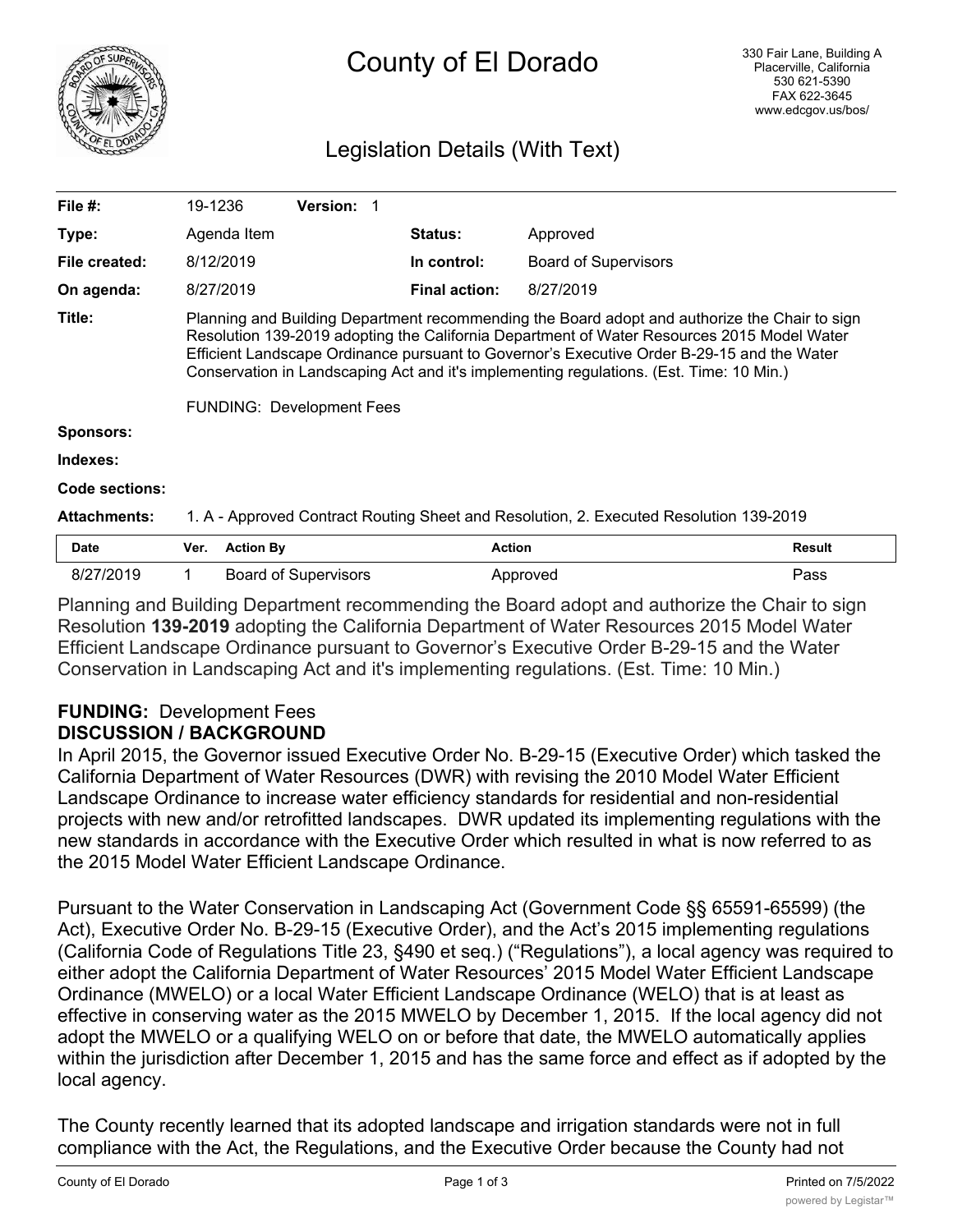# County of El Dorado

330 Fair Lane, Building A
Placerville, California
530 621-5390
FAX 622-3645
www.edcgov.us/bos/

## Legislation Details (With Text)

| | | | |
|---|---|---|---|
| **File #:** | 19-1236 **Version:** 1 | | |
| **Type:** | Agenda Item | **Status:** | Approved |
| **File created:** | 8/12/2019 | **In control:** | Board of Supervisors |
| **On agenda:** | 8/27/2019 | **Final action:** | 8/27/2019 |

**Title:** Planning and Building Department recommending the Board adopt and authorize the Chair to sign Resolution 139-2019 adopting the California Department of Water Resources 2015 Model Water Efficient Landscape Ordinance pursuant to Governor's Executive Order B-29-15 and the Water Conservation in Landscaping Act and it's implementing regulations. (Est. Time: 10 Min.)

FUNDING: Development Fees

**Sponsors:**

**Indexes:**

**Code sections:**

**Attachments:** 1. A - Approved Contract Routing Sheet and Resolution, 2. Executed Resolution 139-2019

| Date | Ver. | Action By | Action | Result |
|---|---|---|---|---|
| 8/27/2019 | 1 | Board of Supervisors | Approved | Pass |

Planning and Building Department recommending the Board adopt and authorize the Chair to sign Resolution **139-2019** adopting the California Department of Water Resources 2015 Model Water Efficient Landscape Ordinance pursuant to Governor's Executive Order B-29-15 and the Water Conservation in Landscaping Act and it's implementing regulations. (Est. Time: 10 Min.)

**FUNDING:** Development Fees

**DISCUSSION / BACKGROUND**

In April 2015, the Governor issued Executive Order No. B-29-15 (Executive Order) which tasked the California Department of Water Resources (DWR) with revising the 2010 Model Water Efficient Landscape Ordinance to increase water efficiency standards for residential and non-residential projects with new and/or retrofitted landscapes. DWR updated its implementing regulations with the new standards in accordance with the Executive Order which resulted in what is now referred to as the 2015 Model Water Efficient Landscape Ordinance.

Pursuant to the Water Conservation in Landscaping Act (Government Code §§ 65591-65599) (the Act), Executive Order No. B-29-15 (Executive Order), and the Act's 2015 implementing regulations (California Code of Regulations Title 23, §490 et seq.) ("Regulations"), a local agency was required to either adopt the California Department of Water Resources' 2015 Model Water Efficient Landscape Ordinance (MWELO) or a local Water Efficient Landscape Ordinance (WELO) that is at least as effective in conserving water as the 2015 MWELO by December 1, 2015. If the local agency did not adopt the MWELO or a qualifying WELO on or before that date, the MWELO automatically applies within the jurisdiction after December 1, 2015 and has the same force and effect as if adopted by the local agency.

The County recently learned that its adopted landscape and irrigation standards were not in full compliance with the Act, the Regulations, and the Executive Order because the County had not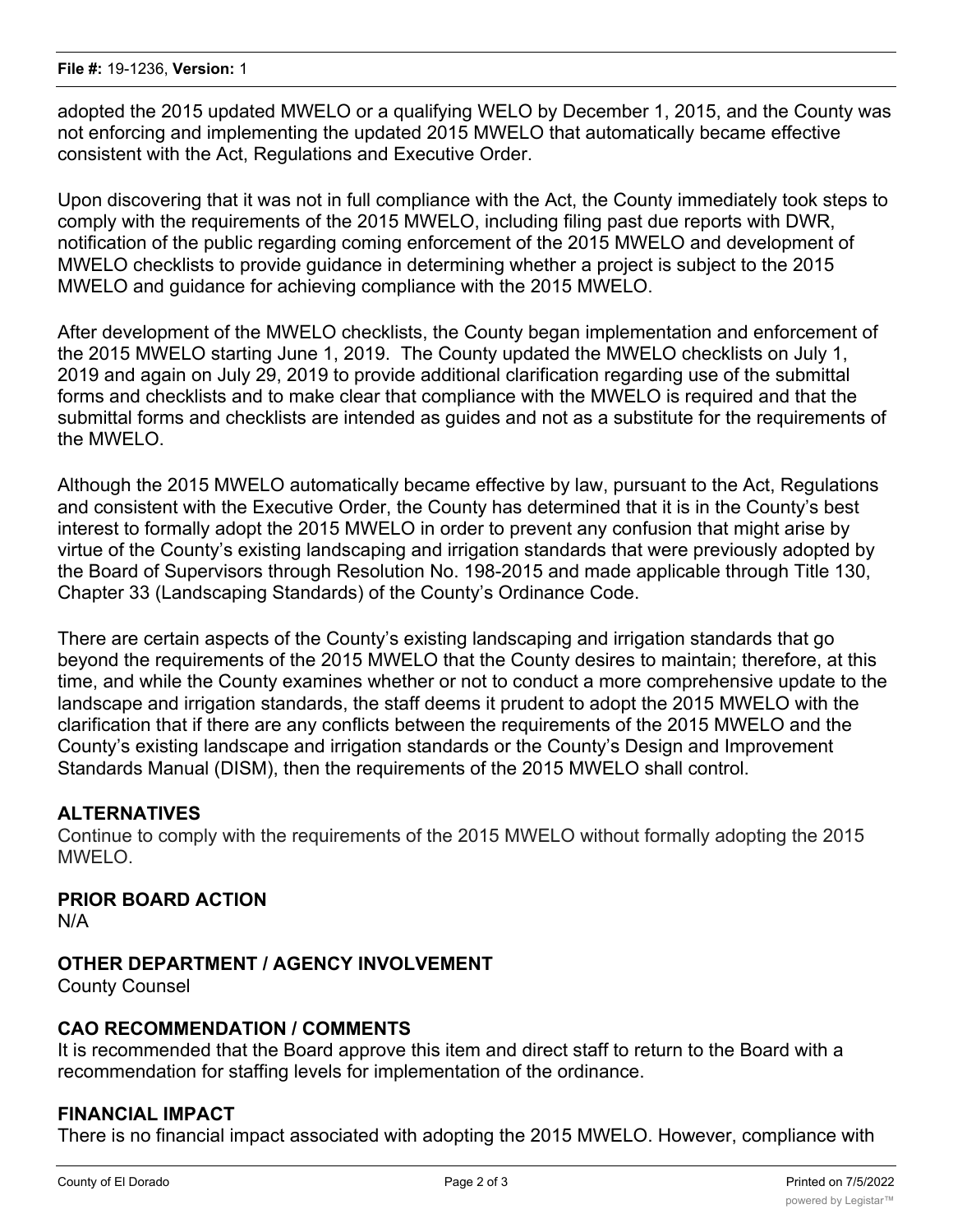adopted the 2015 updated MWELO or a qualifying WELO by December 1, 2015, and the County was not enforcing and implementing the updated 2015 MWELO that automatically became effective consistent with the Act, Regulations and Executive Order.

Upon discovering that it was not in full compliance with the Act, the County immediately took steps to comply with the requirements of the 2015 MWELO, including filing past due reports with DWR, notification of the public regarding coming enforcement of the 2015 MWELO and development of MWELO checklists to provide guidance in determining whether a project is subject to the 2015 MWELO and guidance for achieving compliance with the 2015 MWELO.

After development of the MWELO checklists, the County began implementation and enforcement of the 2015 MWELO starting June 1, 2019. The County updated the MWELO checklists on July 1, 2019 and again on July 29, 2019 to provide additional clarification regarding use of the submittal forms and checklists and to make clear that compliance with the MWELO is required and that the submittal forms and checklists are intended as guides and not as a substitute for the requirements of the MWELO.

Although the 2015 MWELO automatically became effective by law, pursuant to the Act, Regulations and consistent with the Executive Order, the County has determined that it is in the County's best interest to formally adopt the 2015 MWELO in order to prevent any confusion that might arise by virtue of the County's existing landscaping and irrigation standards that were previously adopted by the Board of Supervisors through Resolution No. 198-2015 and made applicable through Title 130, Chapter 33 (Landscaping Standards) of the County's Ordinance Code.

There are certain aspects of the County's existing landscaping and irrigation standards that go beyond the requirements of the 2015 MWELO that the County desires to maintain; therefore, at this time, and while the County examines whether or not to conduct a more comprehensive update to the landscape and irrigation standards, the staff deems it prudent to adopt the 2015 MWELO with the clarification that if there are any conflicts between the requirements of the 2015 MWELO and the County's existing landscape and irrigation standards or the County's Design and Improvement Standards Manual (DISM), then the requirements of the 2015 MWELO shall control.

## ALTERNATIVES

Continue to comply with the requirements of the 2015 MWELO without formally adopting the 2015 MWELO.

## PRIOR BOARD ACTION

N/A

## OTHER DEPARTMENT / AGENCY INVOLVEMENT

County Counsel

## CAO RECOMMENDATION / COMMENTS

It is recommended that the Board approve this item and direct staff to return to the Board with a recommendation for staffing levels for implementation of the ordinance.

## FINANCIAL IMPACT

There is no financial impact associated with adopting the 2015 MWELO. However, compliance with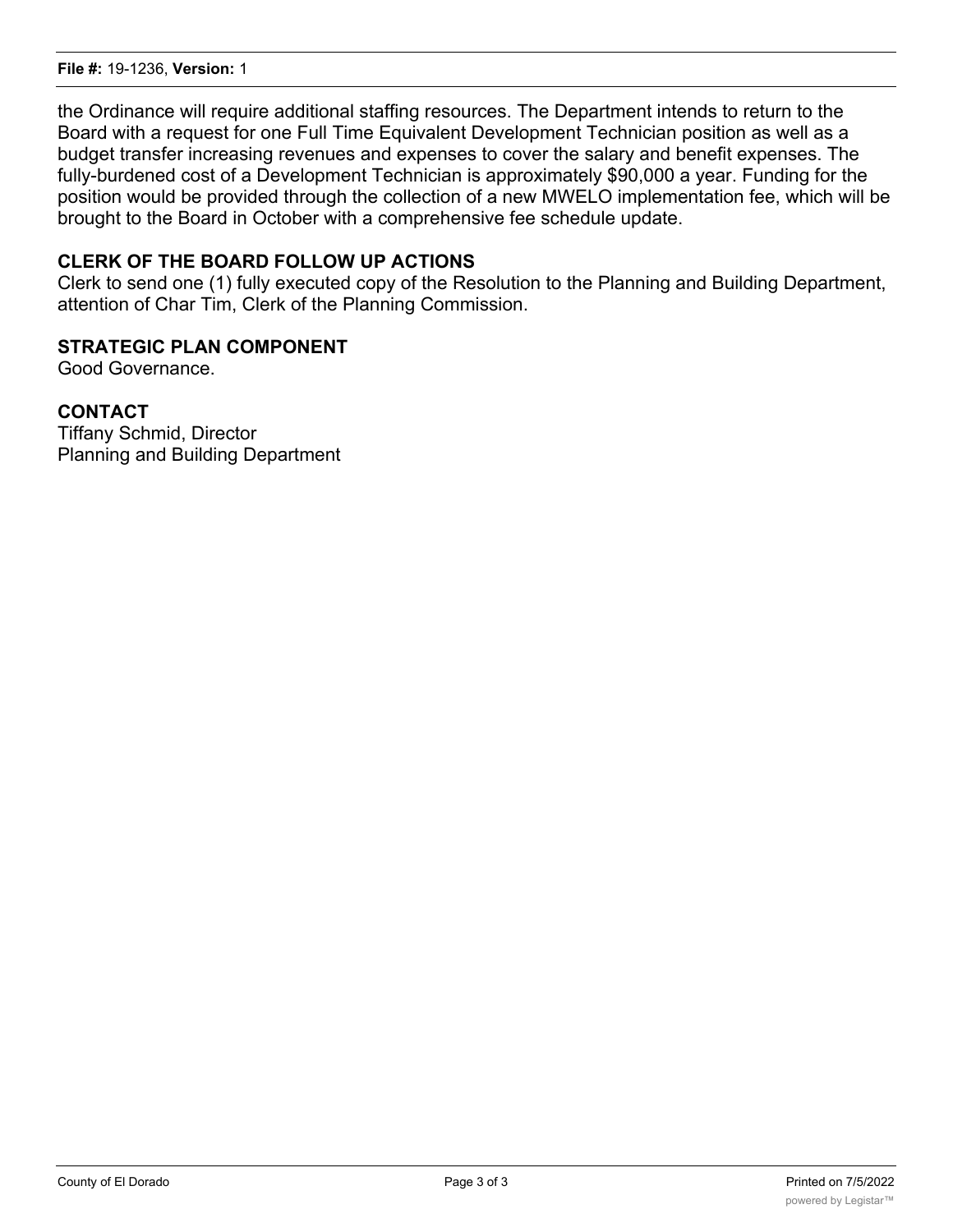the Ordinance will require additional staffing resources. The Department intends to return to the Board with a request for one Full Time Equivalent Development Technician position as well as a budget transfer increasing revenues and expenses to cover the salary and benefit expenses. The fully-burdened cost of a Development Technician is approximately $90,000 a year. Funding for the position would be provided through the collection of a new MWELO implementation fee, which will be brought to the Board in October with a comprehensive fee schedule update.

## CLERK OF THE BOARD FOLLOW UP ACTIONS

Clerk to send one (1) fully executed copy of the Resolution to the Planning and Building Department, attention of Char Tim, Clerk of the Planning Commission.

## STRATEGIC PLAN COMPONENT

Good Governance.

## CONTACT

Tiffany Schmid, Director
Planning and Building Department